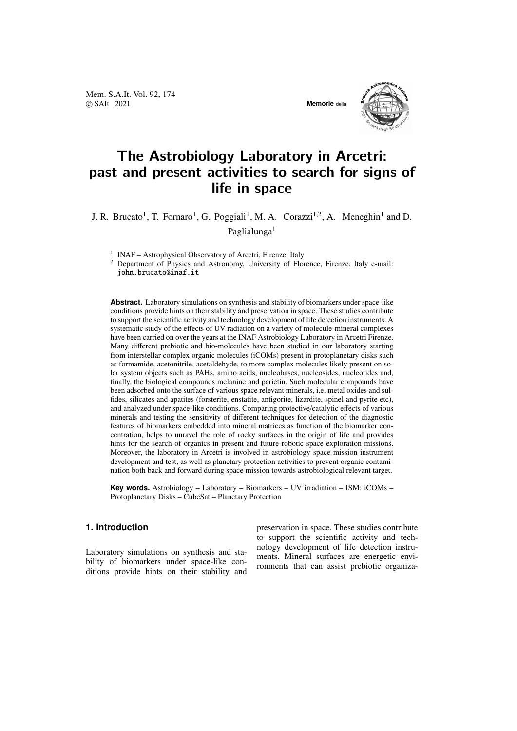# The Astrobiology Laboratory in Arcetri: past and present activities to search for signs of life in space

J. R. Brucato[1], T. Fornaro[1], G. Poggiali[1], M. A. Corazzi[1,2], A. Meneghin[1] and D. Paglialunga[1]

[1] INAF – Astrophysical Observatory of Arcetri, Firenze, Italy

[2] Department of Physics and Astronomy, University of Florence, Firenze, Italy e-mail: john.brucato@inaf.it

**Abstract.** Laboratory simulations on synthesis and stability of biomarkers under space-like conditions provide hints on their stability and preservation in space. These studies contribute to support the scientific activity and technology development of life detection instruments. A systematic study of the effects of UV radiation on a variety of molecule-mineral complexes have been carried on over the years at the INAF Astrobiology Laboratory in Arcetri Firenze. Many different prebiotic and bio-molecules have been studied in our laboratory starting from interstellar complex organic molecules (iCOMs) present in protoplanetary disks such as formamide, acetonitrile, acetaldehyde, to more complex molecules likely present on solar system objects such as PAHs, amino acids, nucleobases, nucleosides, nucleotides and, finally, the biological compounds melanine and parietin. Such molecular compounds have been adsorbed onto the surface of various space relevant minerals, i.e. metal oxides and sulfides, silicates and apatites (forsterite, enstatite, antigorite, lizardite, spinel and pyrite etc), and analyzed under space-like conditions. Comparing protective/catalytic effects of various minerals and testing the sensitivity of different techniques for detection of the diagnostic features of biomarkers embedded into mineral matrices as function of the biomarker concentration, helps to unravel the role of rocky surfaces in the origin of life and provides hints for the search of organics in present and future robotic space exploration missions. Moreover, the laboratory in Arcetri is involved in astrobiology space mission instrument development and test, as well as planetary protection activities to prevent organic contamination both back and forward during space mission towards astrobiological relevant target.

**Key words.** Astrobiology – Laboratory – Biomarkers – UV irradiation – ISM: iCOMs – Protoplanetary Disks – CubeSat – Planetary Protection

## 1. Introduction

Laboratory simulations on synthesis and stability of biomarkers under space-like conditions provide hints on their stability and preservation in space. These studies contribute to support the scientific activity and technology development of life detection instruments. Mineral surfaces are energetic environments that can assist prebiotic organiza-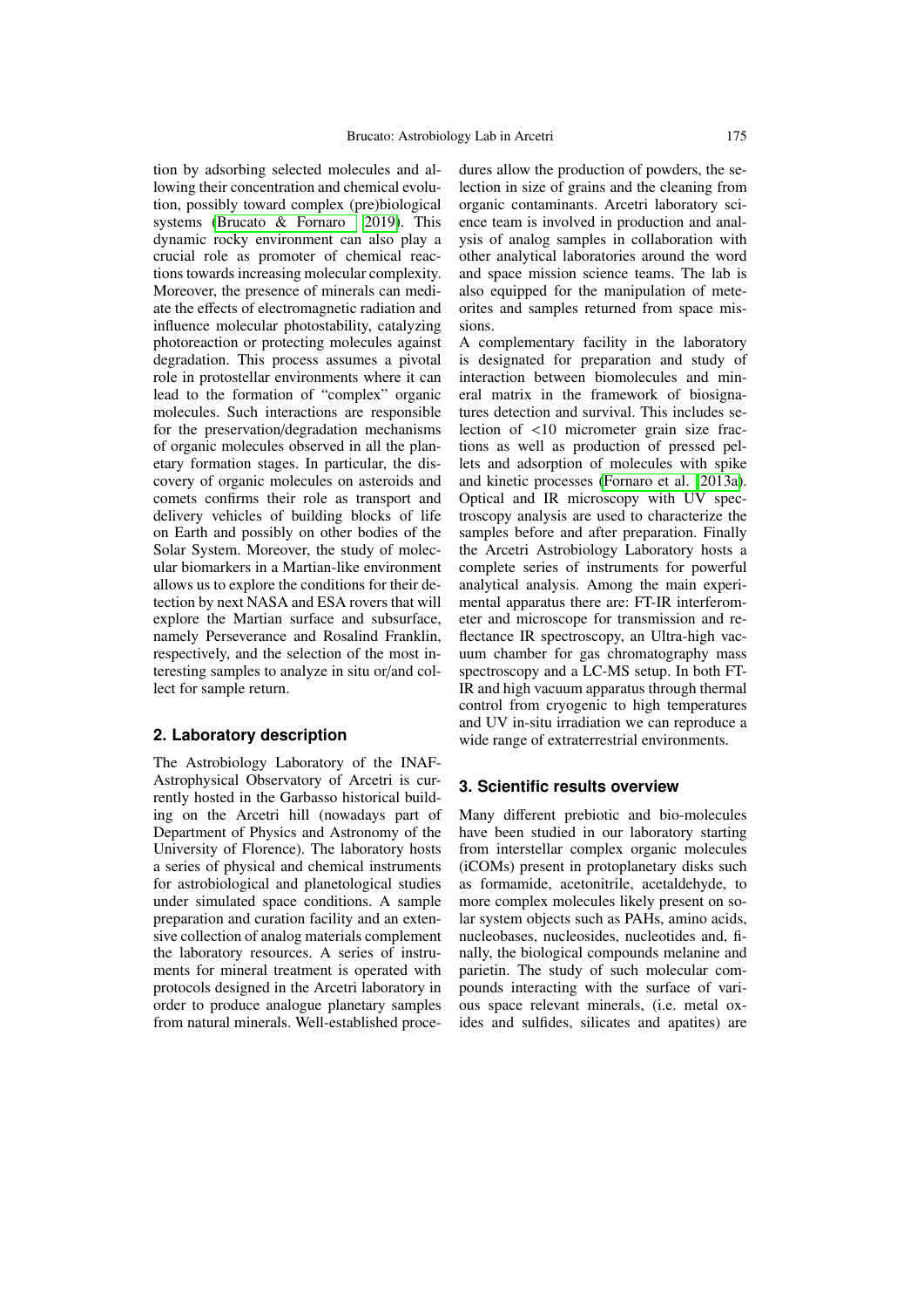tion by adsorbing selected molecules and allowing their concentration and chemical evolution, possibly toward complex (pre)biological systems (Brucato & Fornaro 2019). This dynamic rocky environment can also play a crucial role as promoter of chemical reactions towards increasing molecular complexity. Moreover, the presence of minerals can mediate the effects of electromagnetic radiation and influence molecular photostability, catalyzing photoreaction or protecting molecules against degradation. This process assumes a pivotal role in protostellar environments where it can lead to the formation of "complex" organic molecules. Such interactions are responsible for the preservation/degradation mechanisms of organic molecules observed in all the planetary formation stages. In particular, the discovery of organic molecules on asteroids and comets confirms their role as transport and delivery vehicles of building blocks of life on Earth and possibly on other bodies of the Solar System. Moreover, the study of molecular biomarkers in a Martian-like environment allows us to explore the conditions for their detection by next NASA and ESA rovers that will explore the Martian surface and subsurface, namely Perseverance and Rosalind Franklin, respectively, and the selection of the most interesting samples to analyze in situ or/and collect for sample return.

## 2. Laboratory description

The Astrobiology Laboratory of the INAF-Astrophysical Observatory of Arcetri is currently hosted in the Garbasso historical building on the Arcetri hill (nowadays part of Department of Physics and Astronomy of the University of Florence). The laboratory hosts a series of physical and chemical instruments for astrobiological and planetological studies under simulated space conditions. A sample preparation and curation facility and an extensive collection of analog materials complement the laboratory resources. A series of instruments for mineral treatment is operated with protocols designed in the Arcetri laboratory in order to produce analogue planetary samples from natural minerals. Well-established procedures allow the production of powders, the selection in size of grains and the cleaning from organic contaminants. Arcetri laboratory science team is involved in production and analysis of analog samples in collaboration with other analytical laboratories around the word and space mission science teams. The lab is also equipped for the manipulation of meteorites and samples returned from space missions.

A complementary facility in the laboratory is designated for preparation and study of interaction between biomolecules and mineral matrix in the framework of biosignatures detection and survival. This includes selection of <10 micrometer grain size fractions as well as production of pressed pellets and adsorption of molecules with spike and kinetic processes (Fornaro et al. 2013a). Optical and IR microscopy with UV spectroscopy analysis are used to characterize the samples before and after preparation. Finally the Arcetri Astrobiology Laboratory hosts a complete series of instruments for powerful analytical analysis. Among the main experimental apparatus there are: FT-IR interferometer and microscope for transmission and reflectance IR spectroscopy, an Ultra-high vacuum chamber for gas chromatography mass spectroscopy and a LC-MS setup. In both FT-IR and high vacuum apparatus through thermal control from cryogenic to high temperatures and UV in-situ irradiation we can reproduce a wide range of extraterrestrial environments.

## 3. Scientific results overview

Many different prebiotic and bio-molecules have been studied in our laboratory starting from interstellar complex organic molecules (iCOMs) present in protoplanetary disks such as formamide, acetonitrile, acetaldehyde, to more complex molecules likely present on solar system objects such as PAHs, amino acids, nucleobases, nucleosides, nucleotides and, finally, the biological compounds melanine and parietin. The study of such molecular compounds interacting with the surface of various space relevant minerals, (i.e. metal oxides and sulfides, silicates and apatites) are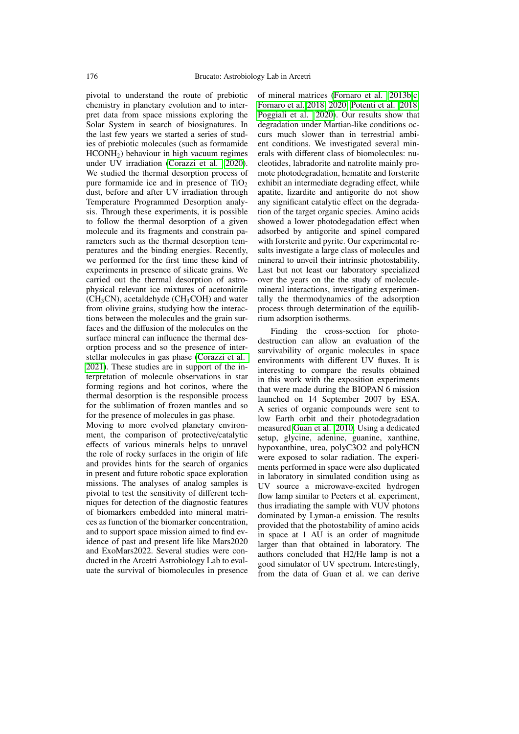pivotal to understand the route of prebiotic chemistry in planetary evolution and to interpret data from space missions exploring the Solar System in search of biosignatures. In the last few years we started a series of studies of prebiotic molecules (such as formamide $HCONH_2$) behaviour in high vacuum regimes under UV irradiation (Corazzi et al. 2020). We studied the thermal desorption process of pure formamide ice and in presence of $TiO_2$ dust, before and after UV irradiation through Temperature Programmed Desorption analysis. Through these experiments, it is possible to follow the thermal desorption of a given molecule and its fragments and constrain parameters such as the thermal desorption temperatures and the binding energies. Recently, we performed for the first time these kind of experiments in presence of silicate grains. We carried out the thermal desorption of astrophysical relevant ice mixtures of acetonitrile ($CH_3CN$), acetaldehyde ($CH_3COH$) and water from olivine grains, studying how the interactions between the molecules and the grain surfaces and the diffusion of the molecules on the surface mineral can influence the thermal desorption process and so the presence of interstellar molecules in gas phase (Corazzi et al. 2021). These studies are in support of the interpretation of molecule observations in star forming regions and hot corinos, where the thermal desorption is the responsible process for the sublimation of frozen mantles and so for the presence of molecules in gas phase.

Moving to more evolved planetary environment, the comparison of protective/catalytic effects of various minerals helps to unravel the role of rocky surfaces in the origin of life and provides hints for the search of organics in present and future robotic space exploration missions. The analyses of analog samples is pivotal to test the sensitivity of different techniques for detection of the diagnostic features of biomarkers embedded into mineral matrices as function of the biomarker concentration, and to support space mission aimed to find evidence of past and present life like Mars2020 and ExoMars2022. Several studies were conducted in the Arcetri Astrobiology Lab to evaluate the survival of biomolecules in presence of mineral matrices (Fornaro et al. 2013b,c; Fornaro et al. 2018, 2020; Potenti et al. 2018; Poggiali et al. 2020). Our results show that degradation under Martian-like conditions occurs much slower than in terrestrial ambient conditions. We investigated several minerals with different class of biomolecules: nucleotides, labradorite and natrolite mainly promote photodegradation, hematite and forsterite exhibit an intermediate degrading effect, while apatite, lizardite and antigorite do not show any significant catalytic effect on the degradation of the target organic species. Amino acids showed a lower photodegadation effect when adsorbed by antigorite and spinel compared with forsterite and pyrite. Our experimental results investigate a large class of molecules and mineral to unveil their intrinsic photostability. Last but not least our laboratory specialized over the years on the the study of molecule-mineral interactions, investigating experimentally the thermodynamics of the adsorption process through determination of the equilibrium adsorption isotherms.

Finding the cross-section for photo-destruction can allow an evaluation of the survivability of organic molecules in space environments with different UV fluxes. It is interesting to compare the results obtained in this work with the exposition experiments that were made during the BIOPAN 6 mission launched on 14 September 2007 by ESA. A series of organic compounds were sent to low Earth orbit and their photodegradation measured Guan et al. 2010. Using a dedicated setup, glycine, adenine, guanine, xanthine, hypoxanthine, urea, polyC3O2 and polyHCN were exposed to solar radiation. The experiments performed in space were also duplicated in laboratory in simulated condition using as UV source a microwave-excited hydrogen flow lamp similar to Peeters et al. experiment, thus irradiating the sample with VUV photons dominated by Lyman-a emission. The results provided that the photostability of amino acids in space at 1 AU is an order of magnitude larger than that obtained in laboratory. The authors concluded that H2/He lamp is not a good simulator of UV spectrum. Interestingly, from the data of Guan et al. we can derive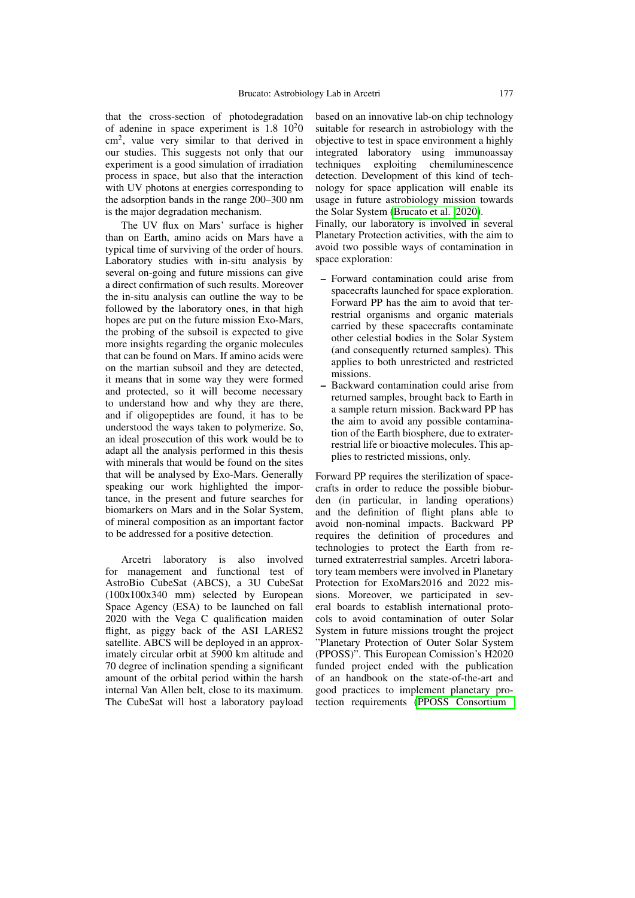that the cross-section of photodegradation of adenine in space experiment is 1.8 $10^20$ cm$^2$, value very similar to that derived in our studies. This suggests not only that our experiment is a good simulation of irradiation process in space, but also that the interaction with UV photons at energies corresponding to the adsorption bands in the range 200–300 nm is the major degradation mechanism.

The UV flux on Mars' surface is higher than on Earth, amino acids on Mars have a typical time of surviving of the order of hours. Laboratory studies with in-situ analysis by several on-going and future missions can give a direct confirmation of such results. Moreover the in-situ analysis can outline the way to be followed by the laboratory ones, in that high hopes are put on the future mission Exo-Mars, the probing of the subsoil is expected to give more insights regarding the organic molecules that can be found on Mars. If amino acids were on the martian subsoil and they are detected, it means that in some way they were formed and protected, so it will become necessary to understand how and why they are there, and if oligopeptides are found, it has to be understood the ways taken to polymerize. So, an ideal prosecution of this work would be to adapt all the analysis performed in this thesis with minerals that would be found on the sites that will be analysed by Exo-Mars. Generally speaking our work highlighted the importance, in the present and future searches for biomarkers on Mars and in the Solar System, of mineral composition as an important factor to be addressed for a positive detection.

Arcetri laboratory is also involved for management and functional test of AstroBio CubeSat (ABCS), a 3U CubeSat (100x100x340 mm) selected by European Space Agency (ESA) to be launched on fall 2020 with the Vega C qualification maiden flight, as piggy back of the ASI LARES2 satellite. ABCS will be deployed in an approximately circular orbit at 5900 km altitude and 70 degree of inclination spending a significant amount of the orbital period within the harsh internal Van Allen belt, close to its maximum. The CubeSat will host a laboratory payload based on an innovative lab-on chip technology suitable for research in astrobiology with the objective to test in space environment a highly integrated laboratory using immunoassay techniques exploiting chemiluminescence detection. Development of this kind of technology for space application will enable its usage in future astrobiology mission towards the Solar System (Brucato et al. 2020).

Finally, our laboratory is involved in several Planetary Protection activities, with the aim to avoid two possible ways of contamination in space exploration:

- Forward contamination could arise from spacecrafts launched for space exploration. Forward PP has the aim to avoid that terrestrial organisms and organic materials carried by these spacecrafts contaminate other celestial bodies in the Solar System (and consequently returned samples). This applies to both unrestricted and restricted missions.
- Backward contamination could arise from returned samples, brought back to Earth in a sample return mission. Backward PP has the aim to avoid any possible contamination of the Earth biosphere, due to extraterrestrial life or bioactive molecules. This applies to restricted missions, only.

Forward PP requires the sterilization of spacecrafts in order to reduce the possible bioburden (in particular, in landing operations) and the definition of flight plans able to avoid non-nominal impacts. Backward PP requires the definition of procedures and technologies to protect the Earth from returned extraterrestrial samples. Arcetri laboratory team members were involved in Planetary Protection for ExoMars2016 and 2022 missions. Moreover, we participated in several boards to establish international protocols to avoid contamination of outer Solar System in future missions trought the project "Planetary Protection of Outer Solar System (PPOSS)". This European Comission's H2020 funded project ended with the publication of an handbook on the state-of-the-art and good practices to implement planetary protection requirements (PPOSS Consortium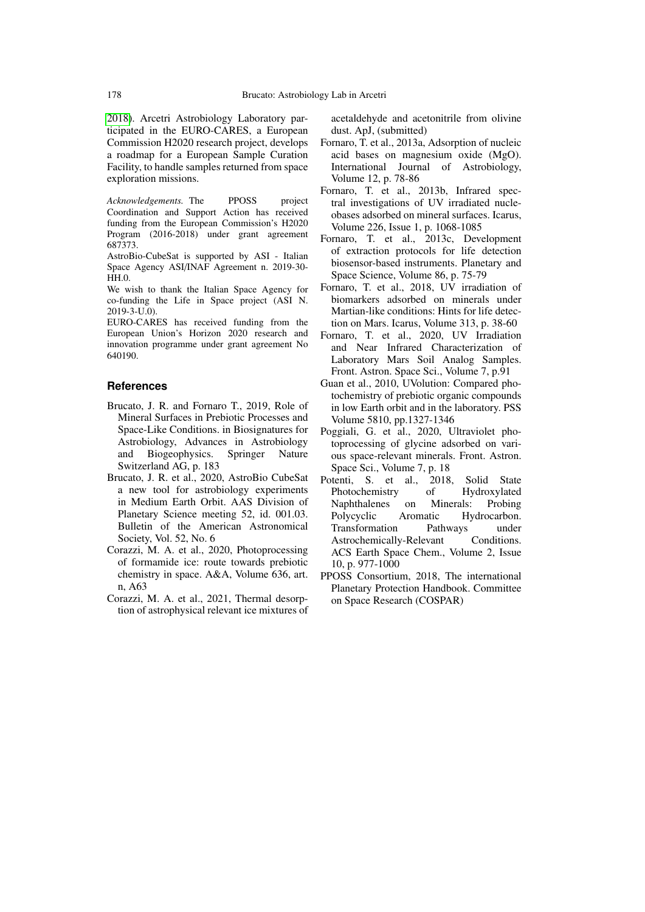2018). Arcetri Astrobiology Laboratory participated in the EURO-CARES, a European Commission H2020 research project, develops a roadmap for a European Sample Curation Facility, to handle samples returned from space exploration missions.

*Acknowledgements.* The PPOSS project Coordination and Support Action has received funding from the European Commission's H2020 Program (2016-2018) under grant agreement 687373.

AstroBio-CubeSat is supported by ASI - Italian Space Agency ASI/INAF Agreement n. 2019-30-HH.0.

We wish to thank the Italian Space Agency for co-funding the Life in Space project (ASI N. 2019-3-U.0).

EURO-CARES has received funding from the European Union's Horizon 2020 research and innovation programme under grant agreement No 640190.

## References

- Brucato, J. R. and Fornaro T., 2019, Role of Mineral Surfaces in Prebiotic Processes and Space-Like Conditions. in Biosignatures for Astrobiology, Advances in Astrobiology and Biogeophysics. Springer Nature Switzerland AG, p. 183
- Brucato, J. R. et al., 2020, AstroBio CubeSat a new tool for astrobiology experiments in Medium Earth Orbit. AAS Division of Planetary Science meeting 52, id. 001.03. Bulletin of the American Astronomical Society, Vol. 52, No. 6
- Corazzi, M. A. et al., 2020, Photoprocessing of formamide ice: route towards prebiotic chemistry in space. A&A, Volume 636, art. n, A63
- Corazzi, M. A. et al., 2021, Thermal desorption of astrophysical relevant ice mixtures of acetaldehyde and acetonitrile from olivine dust. ApJ, (submitted)
- Fornaro, T. et al., 2013a, Adsorption of nucleic acid bases on magnesium oxide (MgO). International Journal of Astrobiology, Volume 12, p. 78-86
- Fornaro, T. et al., 2013b, Infrared spectral investigations of UV irradiated nucleobases adsorbed on mineral surfaces. Icarus, Volume 226, Issue 1, p. 1068-1085
- Fornaro, T. et al., 2013c, Development of extraction protocols for life detection biosensor-based instruments. Planetary and Space Science, Volume 86, p. 75-79
- Fornaro, T. et al., 2018, UV irradiation of biomarkers adsorbed on minerals under Martian-like conditions: Hints for life detection on Mars. Icarus, Volume 313, p. 38-60
- Fornaro, T. et al., 2020, UV Irradiation and Near Infrared Characterization of Laboratory Mars Soil Analog Samples. Front. Astron. Space Sci., Volume 7, p.91
- Guan et al., 2010, UVolution: Compared photochemistry of prebiotic organic compounds in low Earth orbit and in the laboratory. PSS Volume 5810, pp.1327-1346
- Poggiali, G. et al., 2020, Ultraviolet photoprocessing of glycine adsorbed on various space-relevant minerals. Front. Astron. Space Sci., Volume 7, p. 18
- Potenti, S. et al., 2018, Solid State Photochemistry of Hydroxylated Naphthalenes on Minerals: Probing Polycyclic Aromatic Hydrocarbon. Transformation Pathways under Astrochemically-Relevant Conditions. ACS Earth Space Chem., Volume 2, Issue 10, p. 977-1000
- PPOSS Consortium, 2018, The international Planetary Protection Handbook. Committee on Space Research (COSPAR)